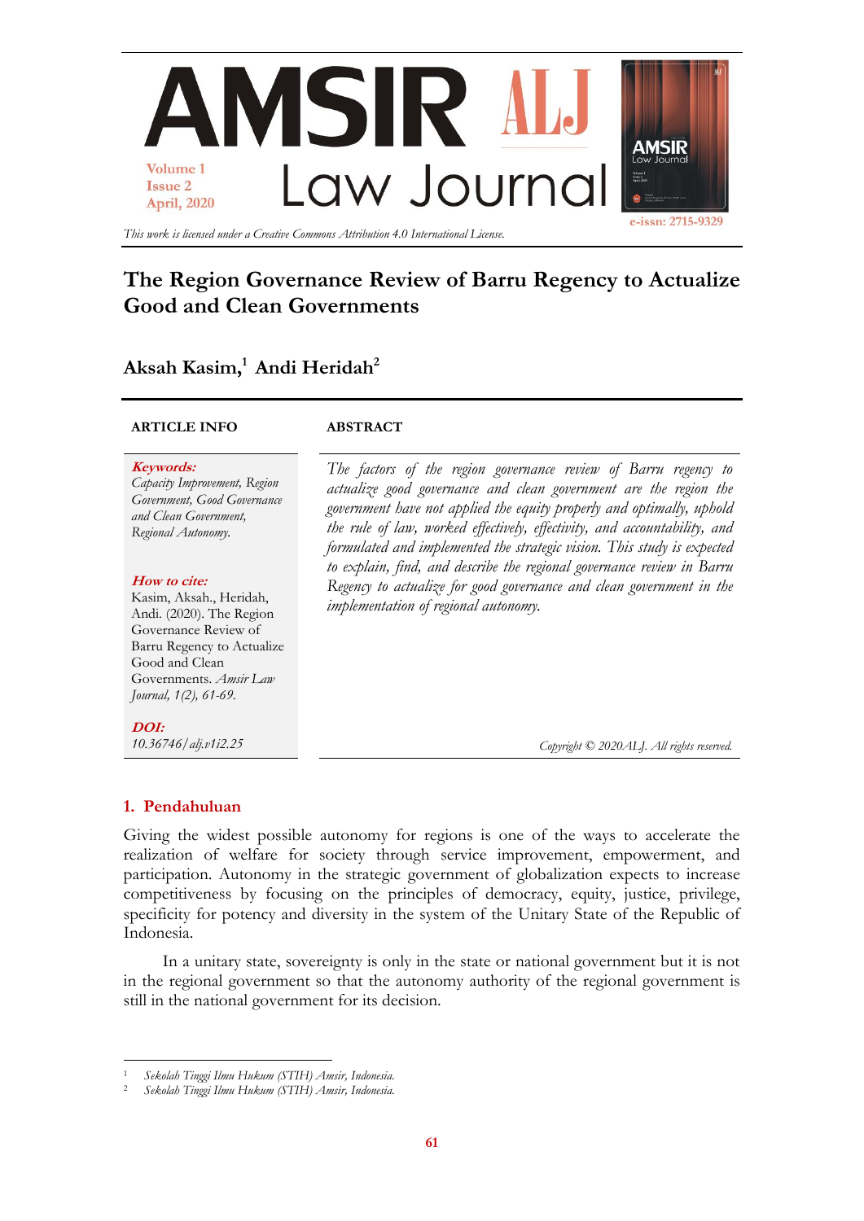# The Region Governance Review of Barru Regency to Actualize Good and Clean Governments

**Aksah Kasim,[1] Andi Heridah[2]**

*This work is licensed under a Creative Commons Attribution 4.0 International License.*

**ARTICLE INFO**

***Keywords:***
*Capacity Improvement, Region Government, Good Governance and Clean Government, Regional Autonomy.*

***How to cite:***
Kasim, Aksah., Heridah, Andi. (2020). The Region Governance Review of Barru Regency to Actualize Good and Clean Governments. *Amsir Law Journal, 1(2), 61-69.*

***DOI:***
*10.36746/alj.v1i2.25*

**ABSTRACT**

*The factors of the region governance review of Barru regency to actualize good governance and clean government are the region the government have not applied the equity properly and optimally, uphold the rule of law, worked effectively, effectivity, and accountability, and formulated and implemented the strategic vision. This study is expected to explain, find, and describe the regional governance review in Barru Regency to actualize for good governance and clean government in the implementation of regional autonomy.*

*Copyright © 2020ALJ. All rights reserved.*

## 1. Pendahuluan

Giving the widest possible autonomy for regions is one of the ways to accelerate the realization of welfare for society through service improvement, empowerment, and participation. Autonomy in the strategic government of globalization expects to increase competitiveness by focusing on the principles of democracy, equity, justice, privilege, specificity for potency and diversity in the system of the Unitary State of the Republic of Indonesia.

In a unitary state, sovereignty is only in the state or national government but it is not in the regional government so that the autonomy authority of the regional government is still in the national government for its decision.

---

[1] *Sekolah Tinggi Ilmu Hukum (STIH) Amsir, Indonesia.*
[2] *Sekolah Tinggi Ilmu Hukum (STIH) Amsir, Indonesia.*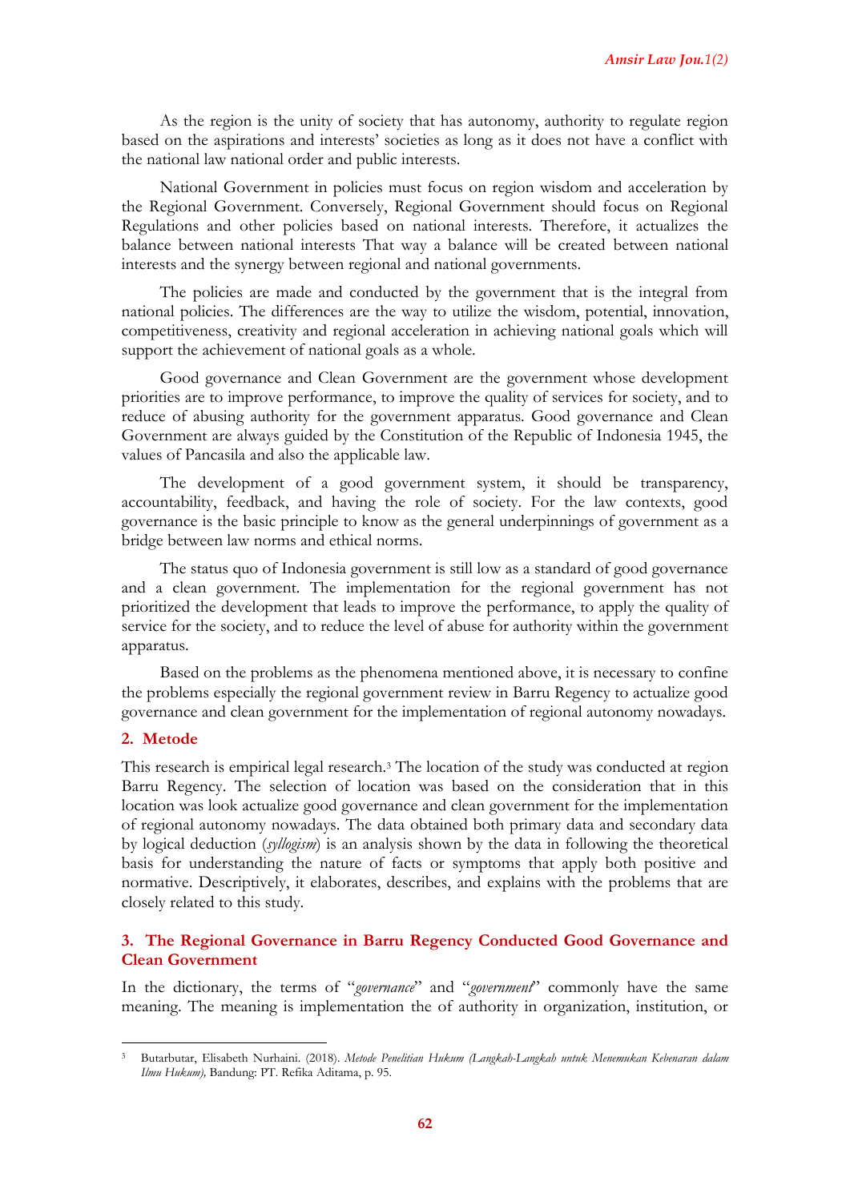As the region is the unity of society that has autonomy, authority to regulate region based on the aspirations and interests' societies as long as it does not have a conflict with the national law national order and public interests.

National Government in policies must focus on region wisdom and acceleration by the Regional Government. Conversely, Regional Government should focus on Regional Regulations and other policies based on national interests. Therefore, it actualizes the balance between national interests That way a balance will be created between national interests and the synergy between regional and national governments.

The policies are made and conducted by the government that is the integral from national policies. The differences are the way to utilize the wisdom, potential, innovation, competitiveness, creativity and regional acceleration in achieving national goals which will support the achievement of national goals as a whole.

Good governance and Clean Government are the government whose development priorities are to improve performance, to improve the quality of services for society, and to reduce of abusing authority for the government apparatus. Good governance and Clean Government are always guided by the Constitution of the Republic of Indonesia 1945, the values of Pancasila and also the applicable law.

The development of a good government system, it should be transparency, accountability, feedback, and having the role of society. For the law contexts, good governance is the basic principle to know as the general underpinnings of government as a bridge between law norms and ethical norms.

The status quo of Indonesia government is still low as a standard of good governance and a clean government. The implementation for the regional government has not prioritized the development that leads to improve the performance, to apply the quality of service for the society, and to reduce the level of abuse for authority within the government apparatus.

Based on the problems as the phenomena mentioned above, it is necessary to confine the problems especially the regional government review in Barru Regency to actualize good governance and clean government for the implementation of regional autonomy nowadays.

## 2. Metode

This research is empirical legal research.[3] The location of the study was conducted at region Barru Regency. The selection of location was based on the consideration that in this location was look actualize good governance and clean government for the implementation of regional autonomy nowadays. The data obtained both primary data and secondary data by logical deduction (*syllogism*) is an analysis shown by the data in following the theoretical basis for understanding the nature of facts or symptoms that apply both positive and normative. Descriptively, it elaborates, describes, and explains with the problems that are closely related to this study.

## 3. The Regional Governance in Barru Regency Conducted Good Governance and Clean Government

In the dictionary, the terms of "*governance*" and "*government*" commonly have the same meaning. The meaning is implementation the of authority in organization, institution, or

---

[3] Butarbutar, Elisabeth Nurhaini. (2018). *Metode Penelitian Hukum (Langkah-Langkah untuk Menemukan Kebenaran dalam Ilmu Hukum),* Bandung: PT. Refika Aditama, p. 95.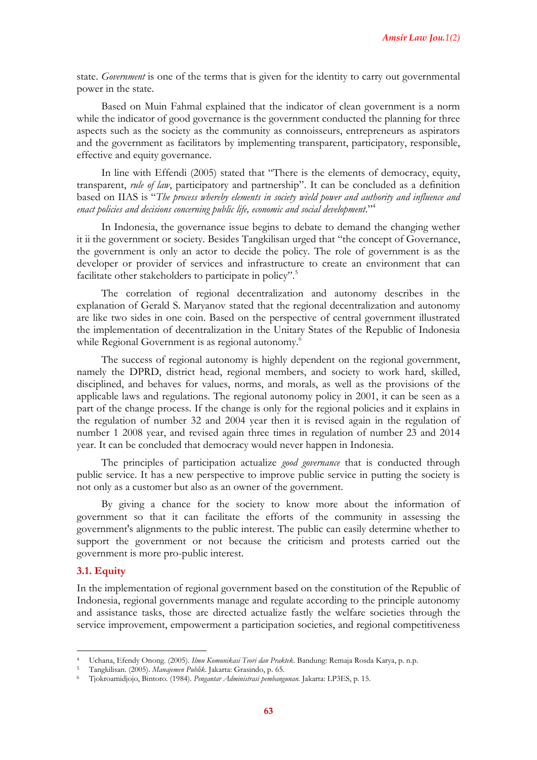state. *Government* is one of the terms that is given for the identity to carry out governmental power in the state.

Based on Muin Fahmal explained that the indicator of clean government is a norm while the indicator of good governance is the government conducted the planning for three aspects such as the society as the community as connoisseurs, entrepreneurs as aspirators and the government as facilitators by implementing transparent, participatory, responsible, effective and equity governance.

In line with Effendi (2005) stated that "There is the elements of democracy, equity, transparent, *rule of law*, participatory and partnership". It can be concluded as a definition based on IIAS is "*The process whereby elements in society wield power and authority and influence and enact policies and decisions concerning public life, economic and social development*."[4]

In Indonesia, the governance issue begins to debate to demand the changing wether it ii the government or society. Besides Tangkilisan urged that "the concept of Governance, the government is only an actor to decide the policy. The role of government is as the developer or provider of services and infrastructure to create an environment that can facilitate other stakeholders to participate in policy".[5]

The correlation of regional decentralization and autonomy describes in the explanation of Gerald S. Maryanov stated that the regional decentralization and autonomy are like two sides in one coin. Based on the perspective of central government illustrated the implementation of decentralization in the Unitary States of the Republic of Indonesia while Regional Government is as regional autonomy.[6]

The success of regional autonomy is highly dependent on the regional government, namely the DPRD, district head, regional members, and society to work hard, skilled, disciplined, and behaves for values, norms, and morals, as well as the provisions of the applicable laws and regulations. The regional autonomy policy in 2001, it can be seen as a part of the change process. If the change is only for the regional policies and it explains in the regulation of number 32 and 2004 year then it is revised again in the regulation of number 1 2008 year, and revised again three times in regulation of number 23 and 2014 year. It can be concluded that democracy would never happen in Indonesia.

The principles of participation actualize *good governance* that is conducted through public service. It has a new perspective to improve public service in putting the society is not only as a customer but also as an owner of the government.

By giving a chance for the society to know more about the information of government so that it can facilitate the efforts of the community in assessing the government's alignments to the public interest. The public can easily determine whether to support the government or not because the criticism and protests carried out the government is more pro-public interest.

### 3.1. Equity

In the implementation of regional government based on the constitution of the Republic of Indonesia, regional governments manage and regulate according to the principle autonomy and assistance tasks, those are directed actualize fastly the welfare societies through the service improvement, empowerment a participation societies, and regional competitiveness

---

[4] Uchana, Efendy Onong. (2005). *Ilmu Komunikasi Teori dan Praktek*. Bandung: Remaja Rosda Karya, p. n.p.

[5] Tangkilisan. (2005). *Manajemen Publik*. Jakarta: Grasindo, p. 65.

[6] Tjokroamidjojo, Bintoro. (1984). *Pengantar Administrasi pembangunan*. Jakarta: LP3ES, p. 15.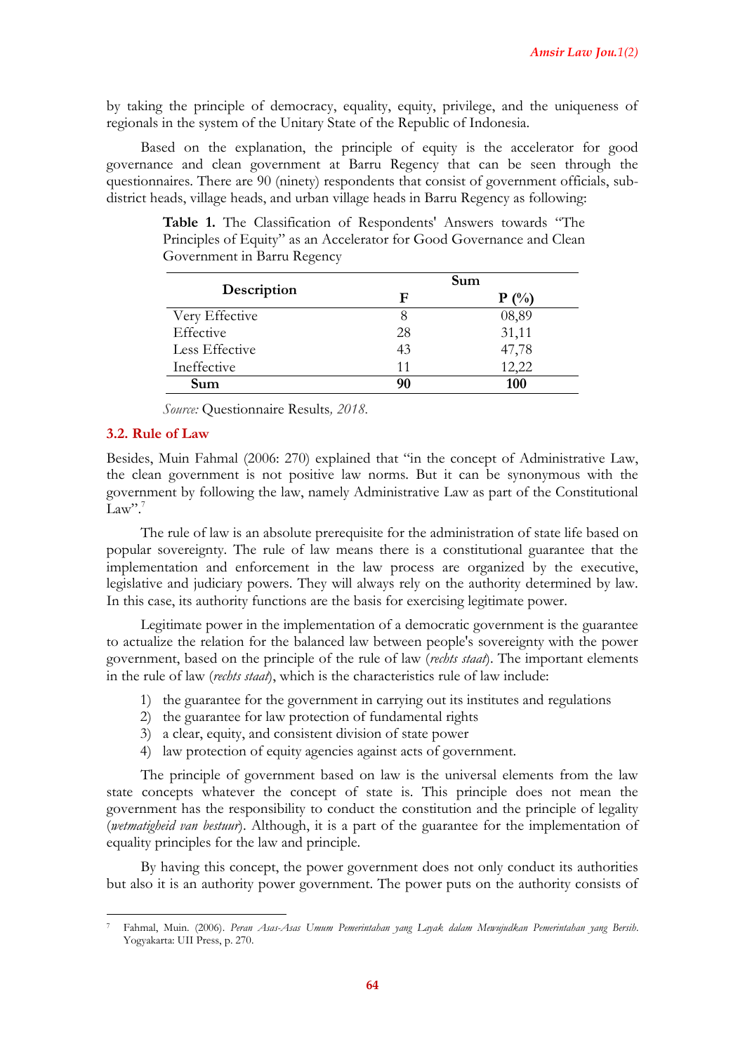by taking the principle of democracy, equality, equity, privilege, and the uniqueness of regionals in the system of the Unitary State of the Republic of Indonesia.

Based on the explanation, the principle of equity is the accelerator for good governance and clean government at Barru Regency that can be seen through the questionnaires. There are 90 (ninety) respondents that consist of government officials, sub-district heads, village heads, and urban village heads in Barru Regency as following:

**Table 1.** The Classification of Respondents' Answers towards "The Principles of Equity" as an Accelerator for Good Governance and Clean Government in Barru Regency

| Description | Sum | |
|---|---|---|
| | **F** | **P (%)** |
| Very Effective | 8 | 08,89 |
| Effective | 28 | 31,11 |
| Less Effective | 43 | 47,78 |
| Ineffective | 11 | 12,22 |
| **Sum** | **90** | **100** |

*Source:* Questionnaire Results*, 2018.*

### 3.2. Rule of Law

Besides, Muin Fahmal (2006: 270) explained that "in the concept of Administrative Law, the clean government is not positive law norms. But it can be synonymous with the government by following the law, namely Administrative Law as part of the Constitutional Law".[7]

The rule of law is an absolute prerequisite for the administration of state life based on popular sovereignty. The rule of law means there is a constitutional guarantee that the implementation and enforcement in the law process are organized by the executive, legislative and judiciary powers. They will always rely on the authority determined by law. In this case, its authority functions are the basis for exercising legitimate power.

Legitimate power in the implementation of a democratic government is the guarantee to actualize the relation for the balanced law between people's sovereignty with the power government, based on the principle of the rule of law (*rechts staat*). The important elements in the rule of law (*rechts staat*), which is the characteristics rule of law include:

1) the guarantee for the government in carrying out its institutes and regulations
2) the guarantee for law protection of fundamental rights
3) a clear, equity, and consistent division of state power
4) law protection of equity agencies against acts of government.

The principle of government based on law is the universal elements from the law state concepts whatever the concept of state is. This principle does not mean the government has the responsibility to conduct the constitution and the principle of legality (*wetmatigheid van bestuur*). Although, it is a part of the guarantee for the implementation of equality principles for the law and principle.

By having this concept, the power government does not only conduct its authorities but also it is an authority power government. The power puts on the authority consists of

---

[7] Fahmal, Muin. (2006). *Peran Asas-Asas Umum Pemerintahan yang Layak dalam Mewujudkan Pemerintahan yang Bersih*. Yogyakarta: UII Press, p. 270.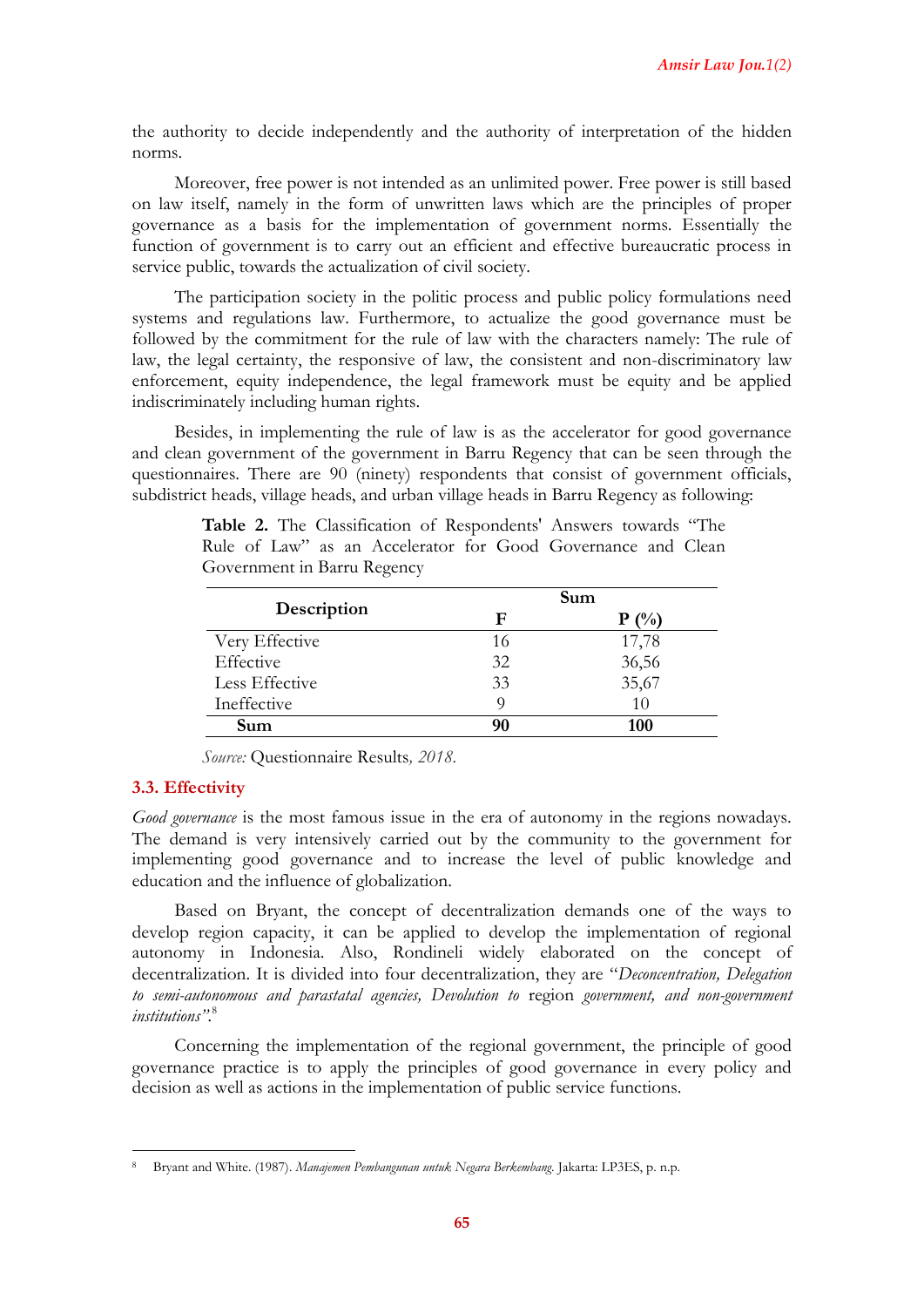the authority to decide independently and the authority of interpretation of the hidden norms.

Moreover, free power is not intended as an unlimited power. Free power is still based on law itself, namely in the form of unwritten laws which are the principles of proper governance as a basis for the implementation of government norms. Essentially the function of government is to carry out an efficient and effective bureaucratic process in service public, towards the actualization of civil society.

The participation society in the politic process and public policy formulations need systems and regulations law. Furthermore, to actualize the good governance must be followed by the commitment for the rule of law with the characters namely: The rule of law, the legal certainty, the responsive of law, the consistent and non-discriminatory law enforcement, equity independence, the legal framework must be equity and be applied indiscriminately including human rights.

Besides, in implementing the rule of law is as the accelerator for good governance and clean government of the government in Barru Regency that can be seen through the questionnaires. There are 90 (ninety) respondents that consist of government officials, subdistrict heads, village heads, and urban village heads in Barru Regency as following:

**Table 2.** The Classification of Respondents' Answers towards "The Rule of Law" as an Accelerator for Good Governance and Clean Government in Barru Regency

| Description | Sum | |
|---|---|---|
| | **F** | **P (%)** |
| Very Effective | 16 | 17,78 |
| Effective | 32 | 36,56 |
| Less Effective | 33 | 35,67 |
| Ineffective | 9 | 10 |
| **Sum** | **90** | **100** |

*Source:* Questionnaire Results*, 2018.*

### 3.3. Effectivity

*Good governance* is the most famous issue in the era of autonomy in the regions nowadays. The demand is very intensively carried out by the community to the government for implementing good governance and to increase the level of public knowledge and education and the influence of globalization.

Based on Bryant, the concept of decentralization demands one of the ways to develop region capacity, it can be applied to develop the implementation of regional autonomy in Indonesia. Also, Rondineli widely elaborated on the concept of decentralization. It is divided into four decentralization, they are "*Deconcentration, Delegation to semi-autonomous and parastatal agencies, Devolution to* region *government, and non-government institutions"*.[8]

Concerning the implementation of the regional government, the principle of good governance practice is to apply the principles of good governance in every policy and decision as well as actions in the implementation of public service functions.

---

[8] Bryant and White. (1987). *Manajemen Pembangunan untuk Negara Berkembang*. Jakarta: LP3ES, p. n.p.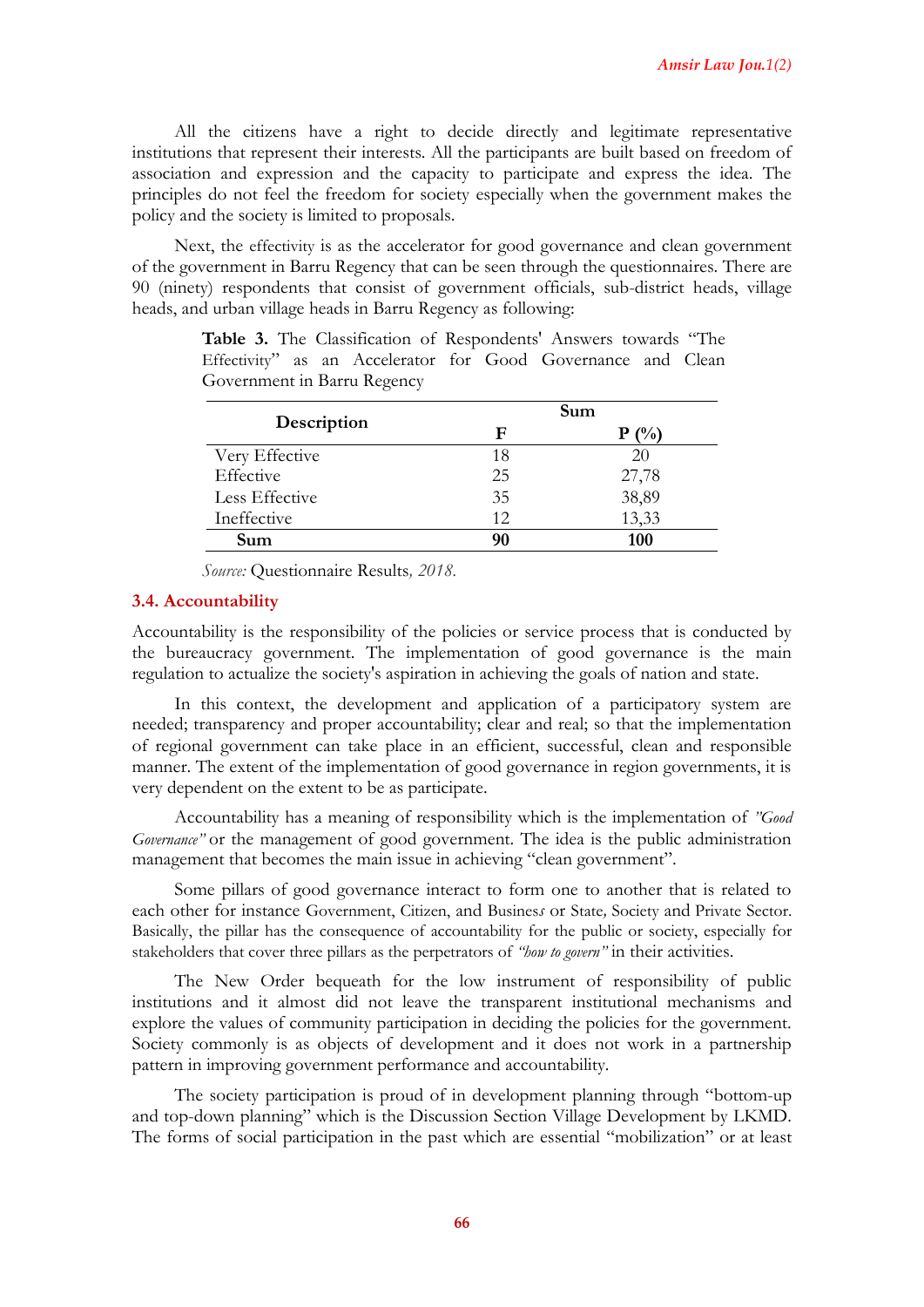All the citizens have a right to decide directly and legitimate representative institutions that represent their interests. All the participants are built based on freedom of association and expression and the capacity to participate and express the idea. The principles do not feel the freedom for society especially when the government makes the policy and the society is limited to proposals.

Next, the effectivity is as the accelerator for good governance and clean government of the government in Barru Regency that can be seen through the questionnaires. There are 90 (ninety) respondents that consist of government officials, sub-district heads, village heads, and urban village heads in Barru Regency as following:

**Table 3.** The Classification of Respondents' Answers towards "The Effectivity" as an Accelerator for Good Governance and Clean Government in Barru Regency

| Description | Sum | |
|---|---|---|
| | **F** | **P (%)** |
| Very Effective | 18 | 20 |
| Effective | 25 | 27,78 |
| Less Effective | 35 | 38,89 |
| Ineffective | 12 | 13,33 |
| **Sum** | **90** | **100** |

*Source:* Questionnaire Results*, 2018.*

### 3.4. Accountability

Accountability is the responsibility of the policies or service process that is conducted by the bureaucracy government. The implementation of good governance is the main regulation to actualize the society's aspiration in achieving the goals of nation and state.

In this context, the development and application of a participatory system are needed; transparency and proper accountability; clear and real; so that the implementation of regional government can take place in an efficient, successful, clean and responsible manner. The extent of the implementation of good governance in region governments, it is very dependent on the extent to be as participate.

Accountability has a meaning of responsibility which is the implementation of *"Good Governance"* or the management of good government. The idea is the public administration management that becomes the main issue in achieving "clean government".

Some pillars of good governance interact to form one to another that is related to each other for instance Government, Citizen, and Busines*s* or State, Society and Private Sector. Basically, the pillar has the consequence of accountability for the public or society, especially for stakeholders that cover three pillars as the perpetrators of *"how to govern"* in their activities.

The New Order bequeath for the low instrument of responsibility of public institutions and it almost did not leave the transparent institutional mechanisms and explore the values of community participation in deciding the policies for the government. Society commonly is as objects of development and it does not work in a partnership pattern in improving government performance and accountability.

The society participation is proud of in development planning through "bottom-up and top-down planning" which is the Discussion Section Village Development by LKMD. The forms of social participation in the past which are essential "mobilization" or at least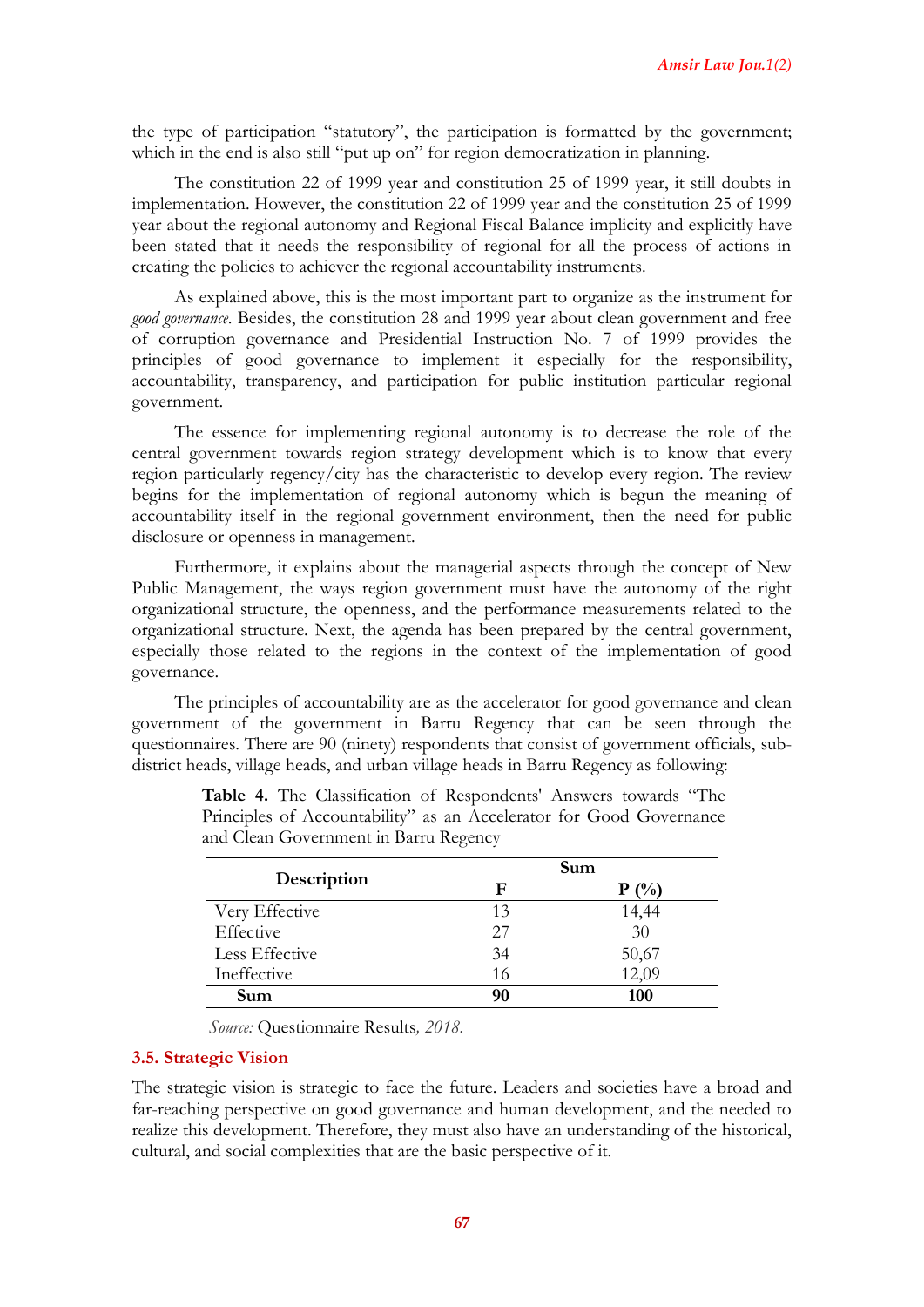the type of participation "statutory", the participation is formatted by the government; which in the end is also still "put up on" for region democratization in planning.

The constitution 22 of 1999 year and constitution 25 of 1999 year, it still doubts in implementation. However, the constitution 22 of 1999 year and the constitution 25 of 1999 year about the regional autonomy and Regional Fiscal Balance implicity and explicitly have been stated that it needs the responsibility of regional for all the process of actions in creating the policies to achiever the regional accountability instruments.

As explained above, this is the most important part to organize as the instrument for *good governance*. Besides, the constitution 28 and 1999 year about clean government and free of corruption governance and Presidential Instruction No. 7 of 1999 provides the principles of good governance to implement it especially for the responsibility, accountability, transparency, and participation for public institution particular regional government.

The essence for implementing regional autonomy is to decrease the role of the central government towards region strategy development which is to know that every region particularly regency/city has the characteristic to develop every region. The review begins for the implementation of regional autonomy which is begun the meaning of accountability itself in the regional government environment, then the need for public disclosure or openness in management.

Furthermore, it explains about the managerial aspects through the concept of New Public Management, the ways region government must have the autonomy of the right organizational structure, the openness, and the performance measurements related to the organizational structure. Next, the agenda has been prepared by the central government, especially those related to the regions in the context of the implementation of good governance.

The principles of accountability are as the accelerator for good governance and clean government of the government in Barru Regency that can be seen through the questionnaires. There are 90 (ninety) respondents that consist of government officials, sub-district heads, village heads, and urban village heads in Barru Regency as following:

**Table 4.** The Classification of Respondents' Answers towards "The Principles of Accountability" as an Accelerator for Good Governance and Clean Government in Barru Regency

| Description | Sum | |
|---|---|---|
| | F | P (%) |
| Very Effective | 13 | 14,44 |
| Effective | 27 | 30 |
| Less Effective | 34 | 50,67 |
| Ineffective | 16 | 12,09 |
| **Sum** | **90** | **100** |

*Source:* Questionnaire Results*, 2018.*

### 3.5. Strategic Vision

The strategic vision is strategic to face the future. Leaders and societies have a broad and far-reaching perspective on good governance and human development, and the needed to realize this development. Therefore, they must also have an understanding of the historical, cultural, and social complexities that are the basic perspective of it.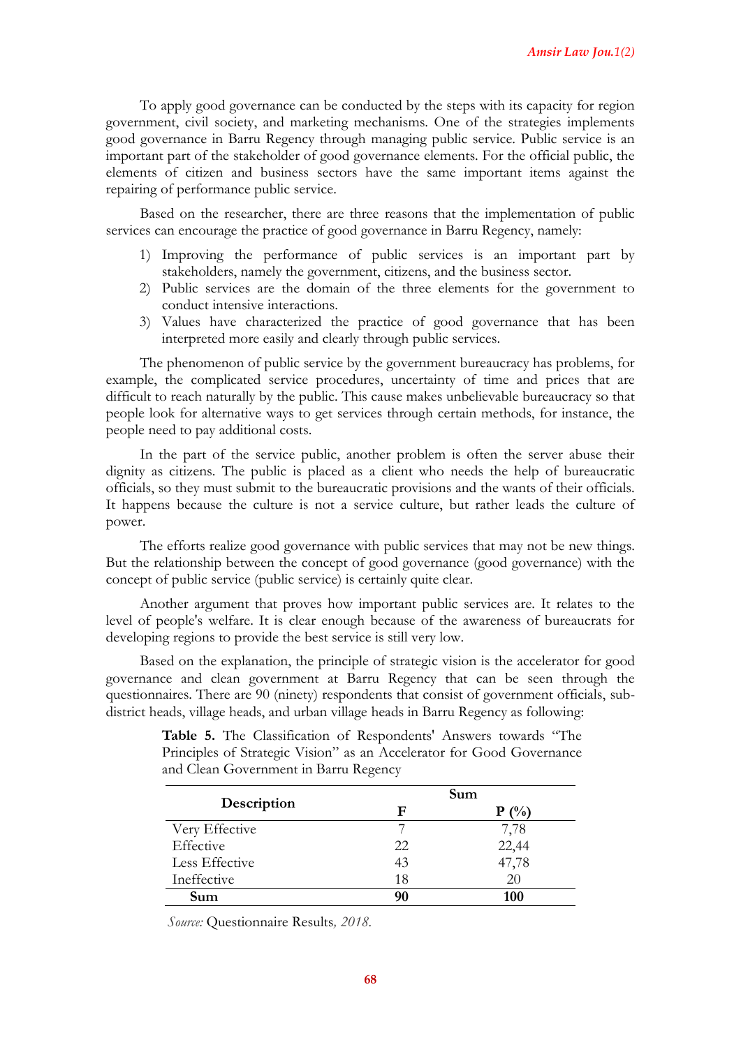To apply good governance can be conducted by the steps with its capacity for region government, civil society, and marketing mechanisms. One of the strategies implements good governance in Barru Regency through managing public service. Public service is an important part of the stakeholder of good governance elements. For the official public, the elements of citizen and business sectors have the same important items against the repairing of performance public service.

Based on the researcher, there are three reasons that the implementation of public services can encourage the practice of good governance in Barru Regency, namely:

1) Improving the performance of public services is an important part by stakeholders, namely the government, citizens, and the business sector.
2) Public services are the domain of the three elements for the government to conduct intensive interactions.
3) Values have characterized the practice of good governance that has been interpreted more easily and clearly through public services.

The phenomenon of public service by the government bureaucracy has problems, for example, the complicated service procedures, uncertainty of time and prices that are difficult to reach naturally by the public. This cause makes unbelievable bureaucracy so that people look for alternative ways to get services through certain methods, for instance, the people need to pay additional costs.

In the part of the service public, another problem is often the server abuse their dignity as citizens. The public is placed as a client who needs the help of bureaucratic officials, so they must submit to the bureaucratic provisions and the wants of their officials. It happens because the culture is not a service culture, but rather leads the culture of power.

The efforts realize good governance with public services that may not be new things. But the relationship between the concept of good governance (good governance) with the concept of public service (public service) is certainly quite clear.

Another argument that proves how important public services are. It relates to the level of people's welfare. It is clear enough because of the awareness of bureaucrats for developing regions to provide the best service is still very low.

Based on the explanation, the principle of strategic vision is the accelerator for good governance and clean government at Barru Regency that can be seen through the questionnaires. There are 90 (ninety) respondents that consist of government officials, sub-district heads, village heads, and urban village heads in Barru Regency as following:

**Table 5.** The Classification of Respondents' Answers towards "The Principles of Strategic Vision" as an Accelerator for Good Governance and Clean Government in Barru Regency

| Description | Sum | |
|---|---|---|
| | **F** | **P (%)** |
| Very Effective | 7 | 7,78 |
| Effective | 22 | 22,44 |
| Less Effective | 43 | 47,78 |
| Ineffective | 18 | 20 |
| **Sum** | **90** | **100** |

*Source:* Questionnaire Results*, 2018.*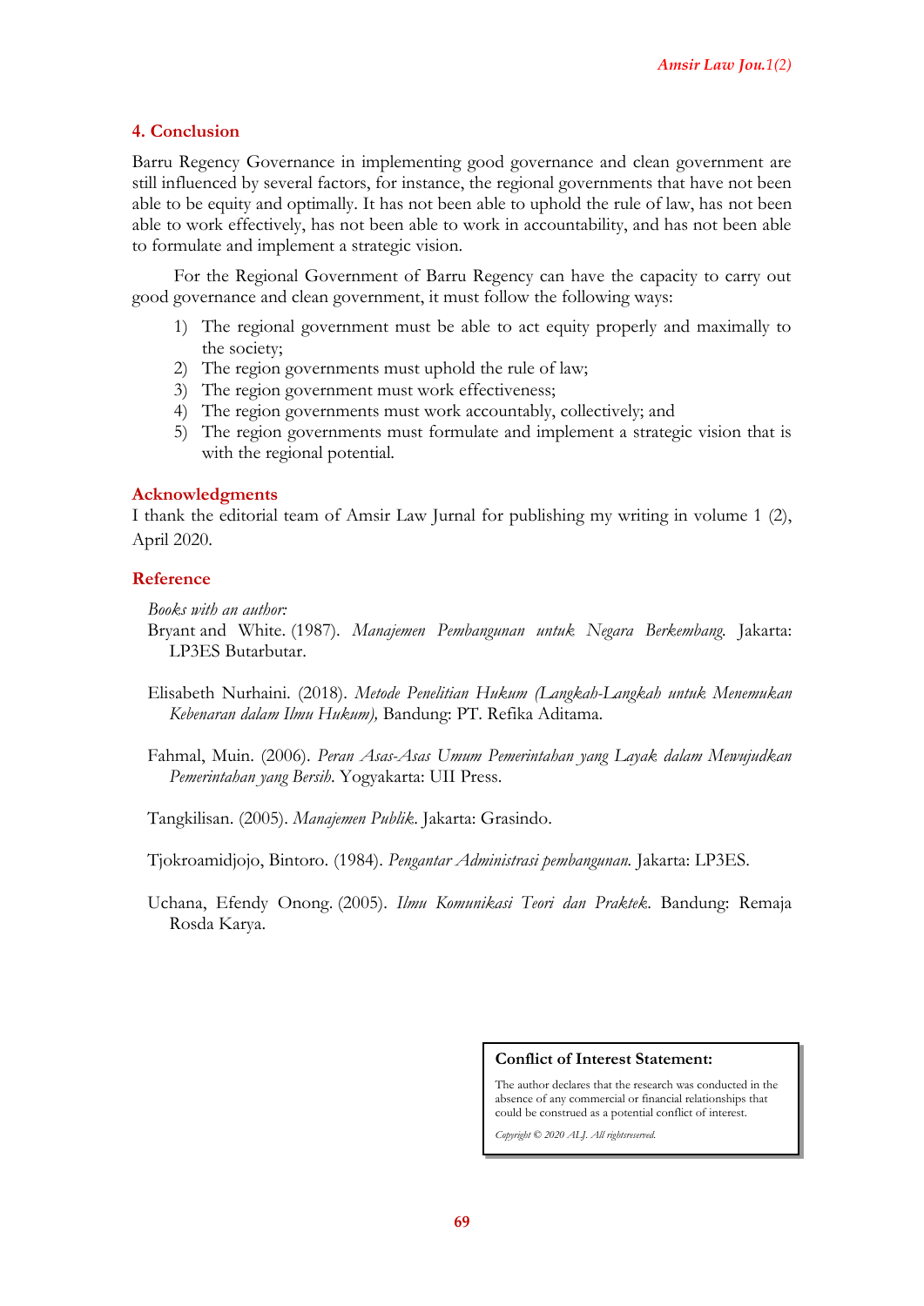## 4. Conclusion

Barru Regency Governance in implementing good governance and clean government are still influenced by several factors, for instance, the regional governments that have not been able to be equity and optimally. It has not been able to uphold the rule of law, has not been able to work effectively, has not been able to work in accountability, and has not been able to formulate and implement a strategic vision.

For the Regional Government of Barru Regency can have the capacity to carry out good governance and clean government, it must follow the following ways:

1) The regional government must be able to act equity properly and maximally to the society;
2) The region governments must uphold the rule of law;
3) The region government must work effectiveness;
4) The region governments must work accountably, collectively; and
5) The region governments must formulate and implement a strategic vision that is with the regional potential.

## Acknowledgments

I thank the editorial team of Amsir Law Jurnal for publishing my writing in volume 1 (2), April 2020.

## Reference

*Books with an author:*

Bryant and White. (1987). *Manajemen Pembangunan untuk Negara Berkembang.* Jakarta: LP3ES Butarbutar.

Elisabeth Nurhaini. (2018). *Metode Penelitian Hukum (Langkah-Langkah untuk Menemukan Kebenaran dalam Ilmu Hukum),* Bandung: PT. Refika Aditama.

Fahmal, Muin. (2006). *Peran Asas-Asas Umum Pemerintahan yang Layak dalam Mewujudkan Pemerintahan yang Bersih*. Yogyakarta: UII Press.

Tangkilisan. (2005). *Manajemen Publik*. Jakarta: Grasindo.

Tjokroamidjojo, Bintoro. (1984). *Pengantar Administrasi pembangunan.* Jakarta: LP3ES.

Uchana, Efendy Onong. (2005). *Ilmu Komunikasi Teori dan Praktek*. Bandung: Remaja Rosda Karya.

**Conflict of Interest Statement:**

The author declares that the research was conducted in the absence of any commercial or financial relationships that could be construed as a potential conflict of interest.

*Copyright © 2020 ALJ. All rightsreserved.*